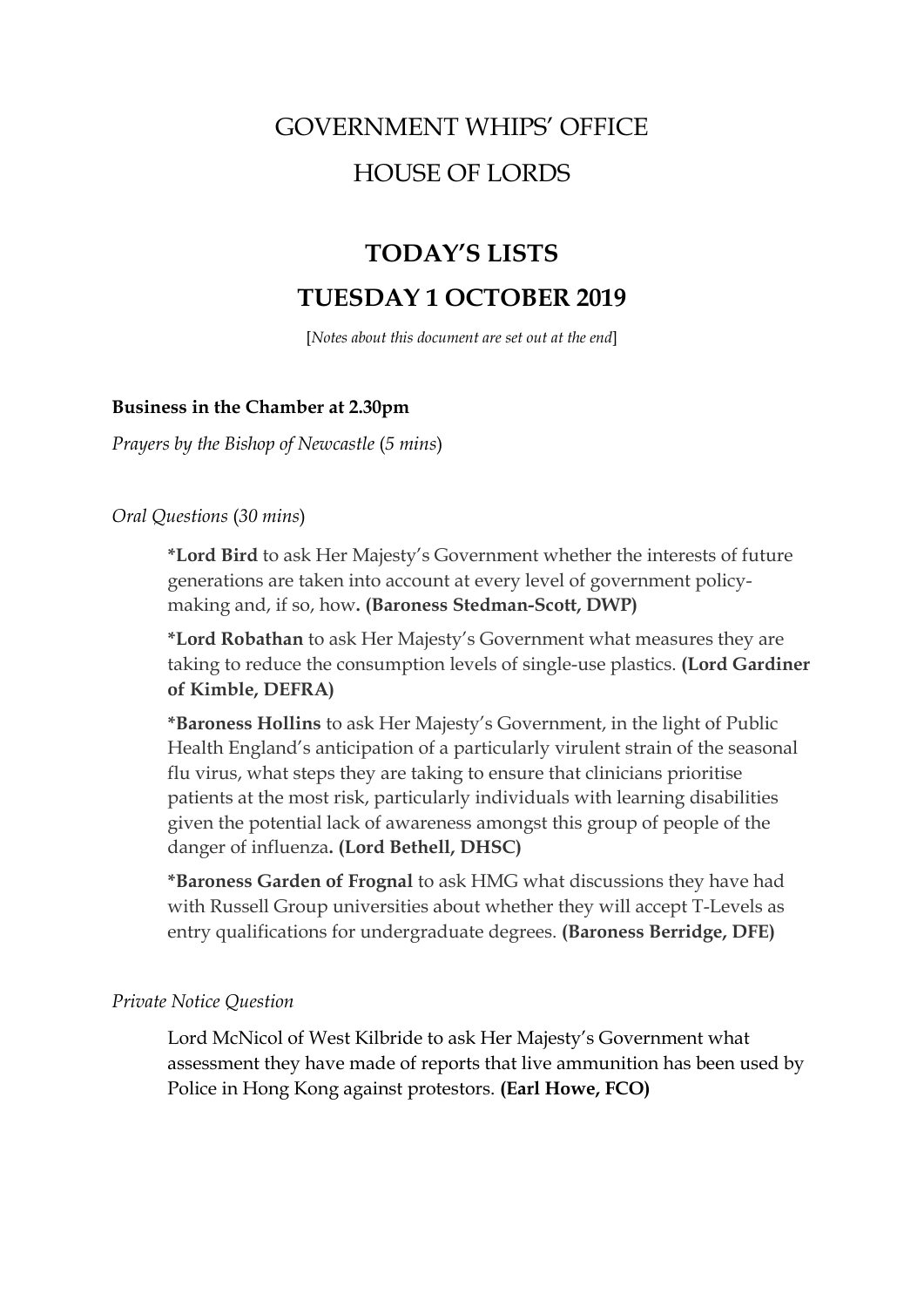# GOVERNMENT WHIPS' OFFICE

# HOUSE OF LORDS

## TODAY'S LISTS

## TUESDAY 1 OCTOBER 2019

[*Notes about this document are set out at the end*]

**Business in the Chamber at 2.30pm**

*Prayers by the Bishop of Newcastle* (*5 mins*)

*Oral Questions* (*30 mins*)

> ***Lord Bird** to ask Her Majesty's Government whether the interests of future generations are taken into account at every level of government policy-making and, if so, how**. (Baroness Stedman-Scott, DWP)**
>
> ***Lord Robathan** to ask Her Majesty's Government what measures they are taking to reduce the consumption levels of single-use plastics. **(Lord Gardiner of Kimble, DEFRA)**
>
> ***Baroness Hollins** to ask Her Majesty's Government, in the light of Public Health England's anticipation of a particularly virulent strain of the seasonal flu virus, what steps they are taking to ensure that clinicians prioritise patients at the most risk, particularly individuals with learning disabilities given the potential lack of awareness amongst this group of people of the danger of influenza**. (Lord Bethell, DHSC)**
>
> ***Baroness Garden of Frognal** to ask HMG what discussions they have had with Russell Group universities about whether they will accept T-Levels as entry qualifications for undergraduate degrees. **(Baroness Berridge, DFE)**

*Private Notice Question*

> Lord McNicol of West Kilbride to ask Her Majesty's Government what assessment they have made of reports that live ammunition has been used by Police in Hong Kong against protestors. **(Earl Howe, FCO)**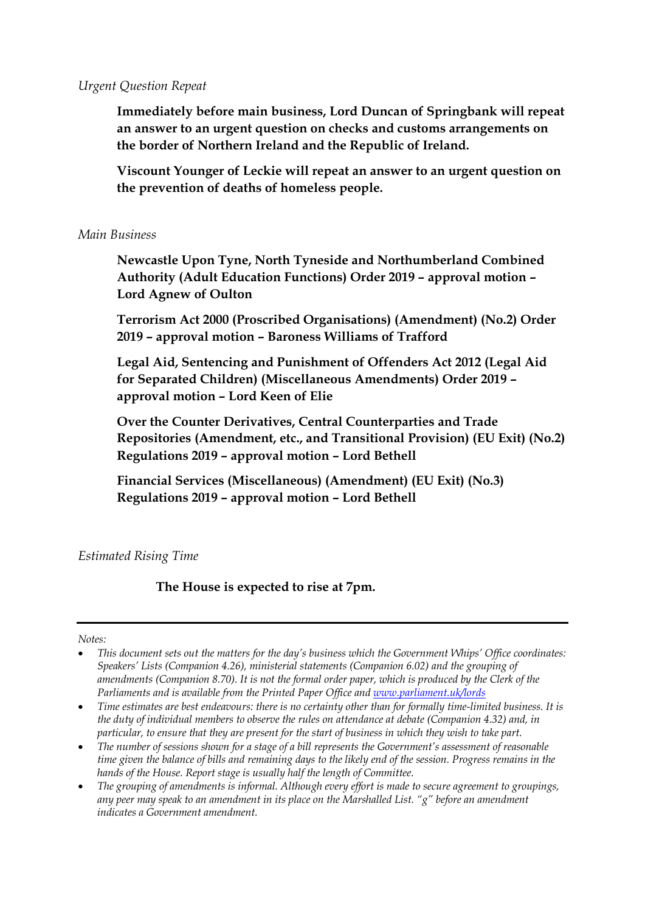*Urgent Question Repeat*

**Immediately before main business, Lord Duncan of Springbank will repeat an answer to an urgent question on checks and customs arrangements on the border of Northern Ireland and the Republic of Ireland.**

**Viscount Younger of Leckie will repeat an answer to an urgent question on the prevention of deaths of homeless people.**

*Main Business*

**Newcastle Upon Tyne, North Tyneside and Northumberland Combined Authority (Adult Education Functions) Order 2019 – approval motion – Lord Agnew of Oulton**

**Terrorism Act 2000 (Proscribed Organisations) (Amendment) (No.2) Order 2019 – approval motion – Baroness Williams of Trafford**

**Legal Aid, Sentencing and Punishment of Offenders Act 2012 (Legal Aid for Separated Children) (Miscellaneous Amendments) Order 2019 – approval motion – Lord Keen of Elie**

**Over the Counter Derivatives, Central Counterparties and Trade Repositories (Amendment, etc., and Transitional Provision) (EU Exit) (No.2) Regulations 2019 – approval motion – Lord Bethell**

**Financial Services (Miscellaneous) (Amendment) (EU Exit) (No.3) Regulations 2019 – approval motion – Lord Bethell**

*Estimated Rising Time*

**The House is expected to rise at 7pm.**

---

*Notes:*

- *This document sets out the matters for the day's business which the Government Whips' Office coordinates: Speakers' Lists (Companion 4.26), ministerial statements (Companion 6.02) and the grouping of amendments (Companion 8.70). It is not the formal order paper, which is produced by the Clerk of the Parliaments and is available from the Printed Paper Office and [www.parliament.uk/lords](www.parliament.uk/lords)*
- *Time estimates are best endeavours: there is no certainty other than for formally time-limited business. It is the duty of individual members to observe the rules on attendance at debate (Companion 4.32) and, in particular, to ensure that they are present for the start of business in which they wish to take part.*
- *The number of sessions shown for a stage of a bill represents the Government's assessment of reasonable time given the balance of bills and remaining days to the likely end of the session. Progress remains in the hands of the House. Report stage is usually half the length of Committee.*
- *The grouping of amendments is informal. Although every effort is made to secure agreement to groupings, any peer may speak to an amendment in its place on the Marshalled List. "g" before an amendment indicates a Government amendment.*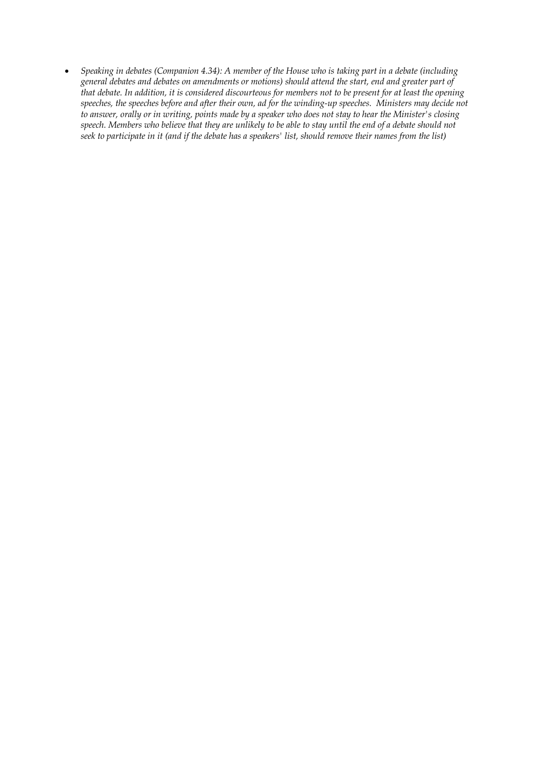- *Speaking in debates (Companion 4.34): A member of the House who is taking part in a debate (including general debates and debates on amendments or motions) should attend the start, end and greater part of that debate. In addition, it is considered discourteous for members not to be present for at least the opening speeches, the speeches before and after their own, ad for the winding-up speeches. Ministers may decide not to answer, orally or in writing, points made by a speaker who does not stay to hear the Minister's closing speech. Members who believe that they are unlikely to be able to stay until the end of a debate should not seek to participate in it (and if the debate has a speakers' list, should remove their names from the list)*